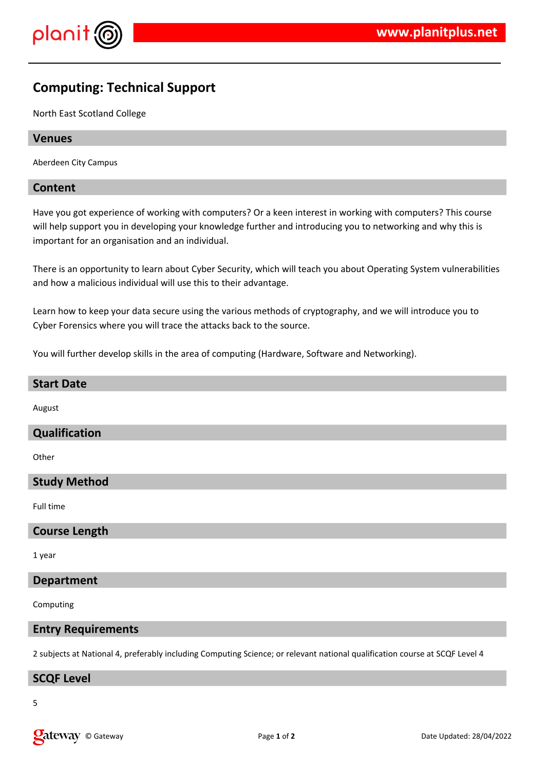# Computing: Technical Support

North East Scotland College

## Venues

Aberdeen City Campus

## Content

Have you got experience of working with computers? Or a keen interest in working with computers? This course will help support you in developing your knowledge further and introducing you to networking and why this is important for an organisation and an individual.

There is an opportunity to learn about Cyber Security, which will teach you about Operating System vulnerabilities and how a malicious individual will use this to their advantage.

Learn how to keep your data secure using the various methods of cryptography, and we will introduce you to Cyber Forensics where you will trace the attacks back to the source.

You will further develop skills in the area of computing (Hardware, Software and Networking).

## Start Date

August

## Qualification

Other

## Study Method

Full time

## Course Length

1 year

## Department

Computing

## Entry Requirements

2 subjects at National 4, preferably including Computing Science; or relevant national qualification course at SCQF Level 4

## SCQF Level

5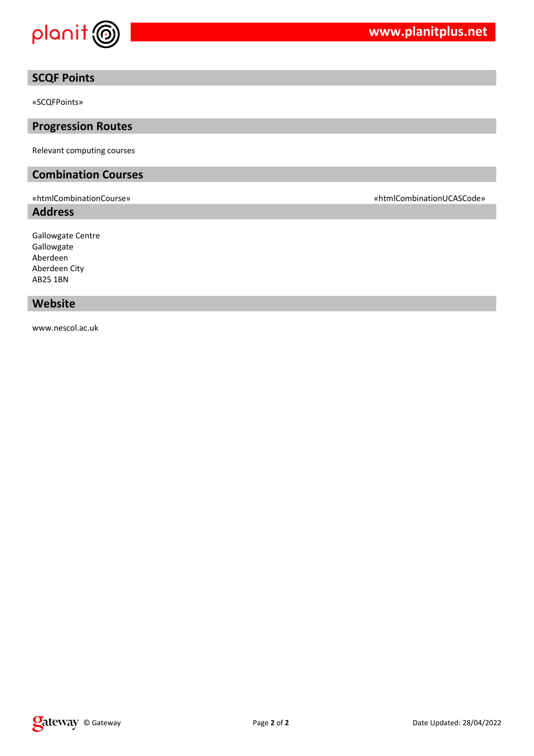## SCQF Points

«SCQFPoints»

## Progression Routes

Relevant computing courses

## Combination Courses

«htmlCombinationCourse» «htmlCombinationUCASCode»

## Address

Gallowgate Centre
Gallowgate
Aberdeen
Aberdeen City
AB25 1BN

## Website

www.nescol.ac.uk